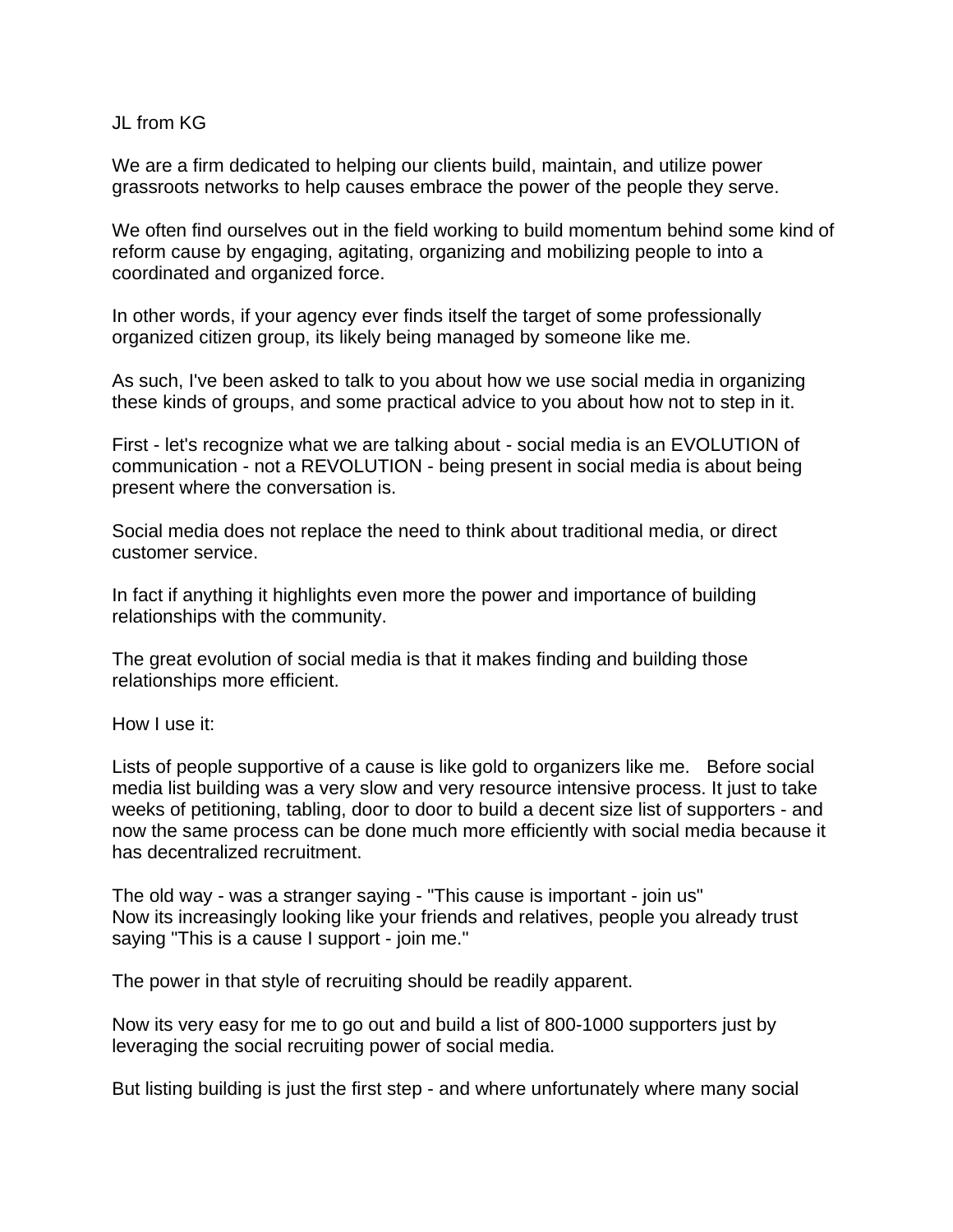JL from KG

We are a firm dedicated to helping our clients build, maintain, and utilize power grassroots networks to help causes embrace the power of the people they serve.

We often find ourselves out in the field working to build momentum behind some kind of reform cause by engaging, agitating, organizing and mobilizing people to into a coordinated and organized force.

In other words, if your agency ever finds itself the target of some professionally organized citizen group, its likely being managed by someone like me.

As such, I've been asked to talk to you about how we use social media in organizing these kinds of groups, and some practical advice to you about how not to step in it.

First - let's recognize what we are talking about - social media is an EVOLUTION of communication - not a REVOLUTION - being present in social media is about being present where the conversation is.

Social media does not replace the need to think about traditional media, or direct customer service.

In fact if anything it highlights even more the power and importance of building relationships with the community.

The great evolution of social media is that it makes finding and building those relationships more efficient.

How I use it:

Lists of people supportive of a cause is like gold to organizers like me.   Before social media list building was a very slow and very resource intensive process. It just to take weeks of petitioning, tabling, door to door to build a decent size list of supporters - and now the same process can be done much more efficiently with social media because it has decentralized recruitment.

The old way - was a stranger saying - "This cause is important - join us"
Now its increasingly looking like your friends and relatives, people you already trust saying "This is a cause I support - join me."

The power in that style of recruiting should be readily apparent.

Now its very easy for me to go out and build a list of 800-1000 supporters just by leveraging the social recruiting power of social media.

But listing building is just the first step - and where unfortunately where many social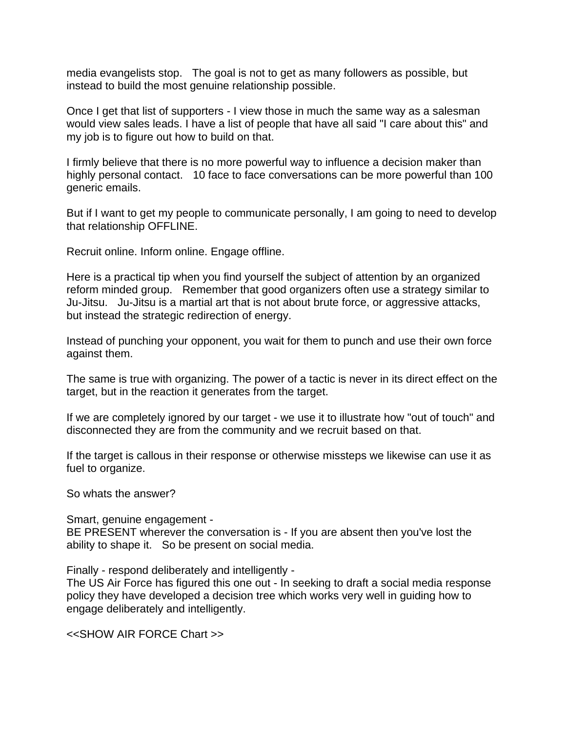media evangelists stop. The goal is not to get as many followers as possible, but instead to build the most genuine relationship possible.

Once I get that list of supporters - I view those in much the same way as a salesman would view sales leads. I have a list of people that have all said "I care about this" and my job is to figure out how to build on that.

I firmly believe that there is no more powerful way to influence a decision maker than highly personal contact. 10 face to face conversations can be more powerful than 100 generic emails.

But if I want to get my people to communicate personally, I am going to need to develop that relationship OFFLINE.

Recruit online. Inform online. Engage offline.

Here is a practical tip when you find yourself the subject of attention by an organized reform minded group. Remember that good organizers often use a strategy similar to Ju-Jitsu. Ju-Jitsu is a martial art that is not about brute force, or aggressive attacks, but instead the strategic redirection of energy.

Instead of punching your opponent, you wait for them to punch and use their own force against them.

The same is true with organizing. The power of a tactic is never in its direct effect on the target, but in the reaction it generates from the target.

If we are completely ignored by our target - we use it to illustrate how "out of touch" and disconnected they are from the community and we recruit based on that.

If the target is callous in their response or otherwise missteps we likewise can use it as fuel to organize.

So whats the answer?

Smart, genuine engagement -
BE PRESENT wherever the conversation is - If you are absent then you've lost the ability to shape it. So be present on social media.

Finally - respond deliberately and intelligently -
The US Air Force has figured this one out - In seeking to draft a social media response policy they have developed a decision tree which works very well in guiding how to engage deliberately and intelligently.

<<SHOW AIR FORCE Chart >>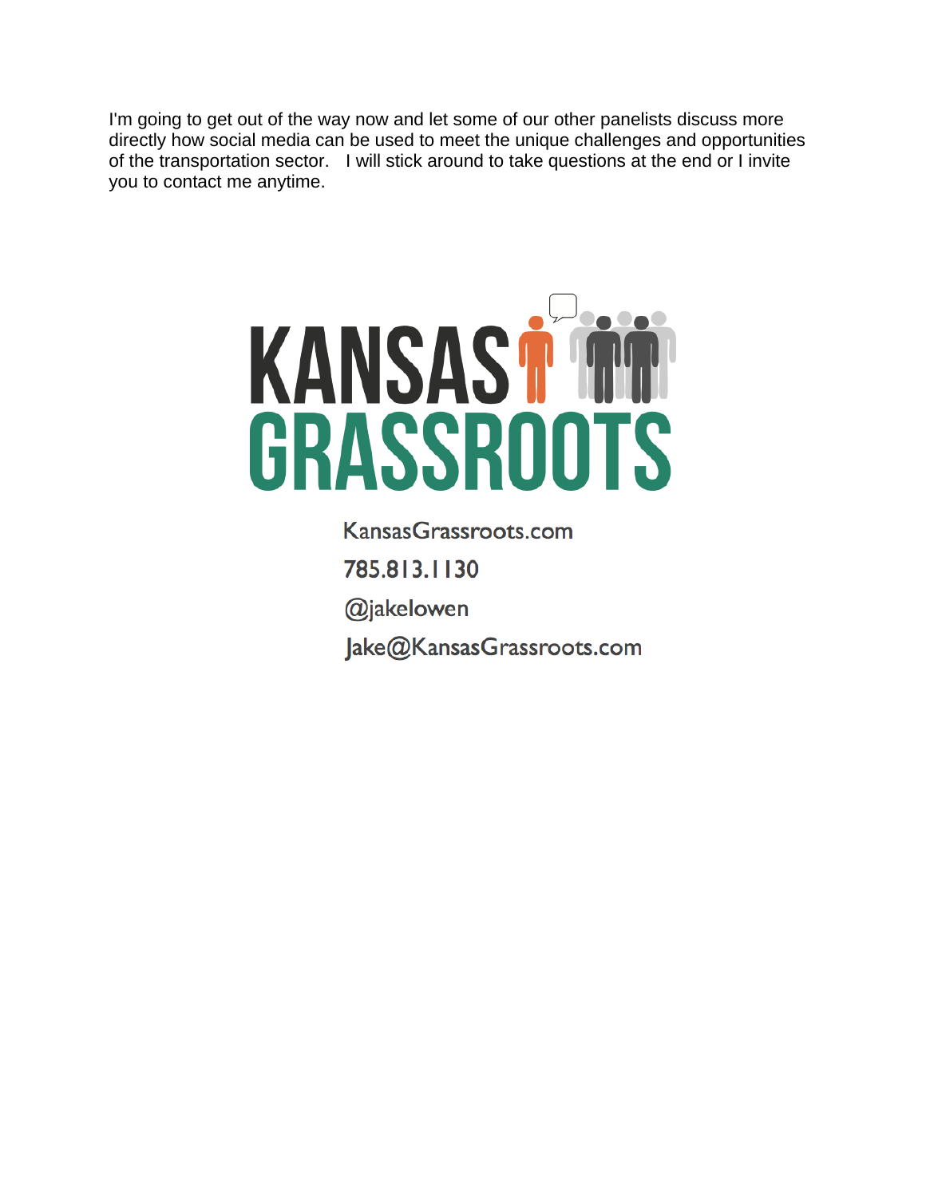I'm going to get out of the way now and let some of our other panelists discuss more directly how social media can be used to meet the unique challenges and opportunities of the transportation sector.   I will stick around to take questions at the end or I invite you to contact me anytime.

KANSAS GRASSROOTS

KansasGrassroots.com

785.813.1130

@jakelowen

Jake@KansasGrassroots.com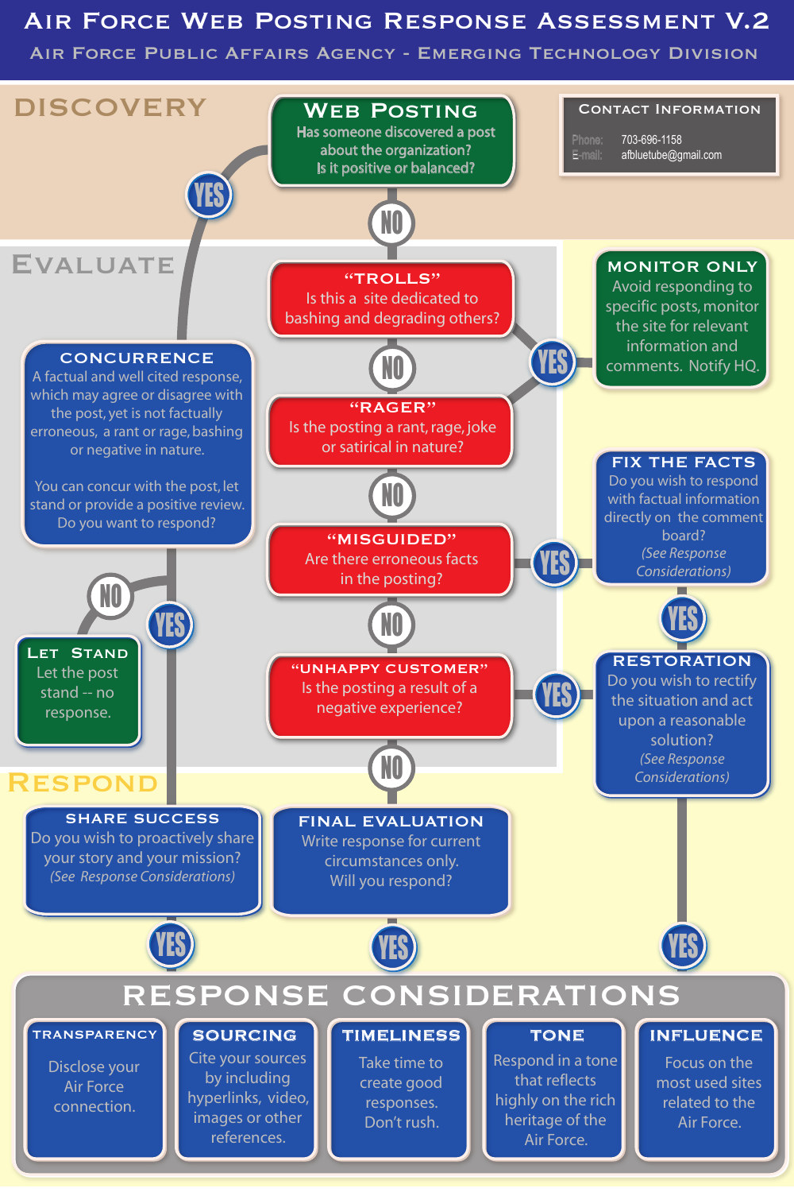# Air Force Web Posting Response Assessment V.2

Air Force Public Affairs Agency - Emerging Technology Division

## Discovery

**Web Posting**
Has someone discovered a post about the organization?
Is it positive or balanced?

YES

NO

**Contact Information**

Phone: 703-696-1158
E-mail: afbluetube@gmail.com

## Evaluate

**"Trolls"**
Is this a site dedicated to bashing and degrading others?

YES

**Monitor Only**
Avoid responding to specific posts, monitor the site for relevant information and comments. Notify HQ.

NO

**"Rager"**
Is the posting a rant, rage, joke or satirical in nature?

NO

**"Misguided"**
Are there erroneous facts in the posting?

YES

**Fix the Facts**
Do you wish to respond with factual information directly on the comment board?
*(See Response Considerations)*

YES

NO

**"Unhappy Customer"**
Is the posting a result of a negative experience?

YES

**Restoration**
Do you wish to rectify the situation and act upon a reasonable solution?
*(See Response Considerations)*

NO

**Concurrence**
A factual and well cited response, which may agree or disagree with the post, yet is not factually erroneous, a rant or rage, bashing or negative in nature.

You can concur with the post, let stand or provide a positive review. Do you want to respond?

NO

**Let Stand**
Let the post stand -- no response.

YES

## Respond

**Share Success**
Do you wish to proactively share your story and your mission?
*(See Response Considerations)*

**Final Evaluation**
Write response for current circumstances only.
Will you respond?

YES

YES

YES

## Response Considerations

**Transparency**
Disclose your Air Force connection.

**Sourcing**
Cite your sources by including hyperlinks, video, images or other references.

**Timeliness**
Take time to create good responses. Don't rush.

**Tone**
Respond in a tone that reflects highly on the rich heritage of the Air Force.

**Influence**
Focus on the most used sites related to the Air Force.